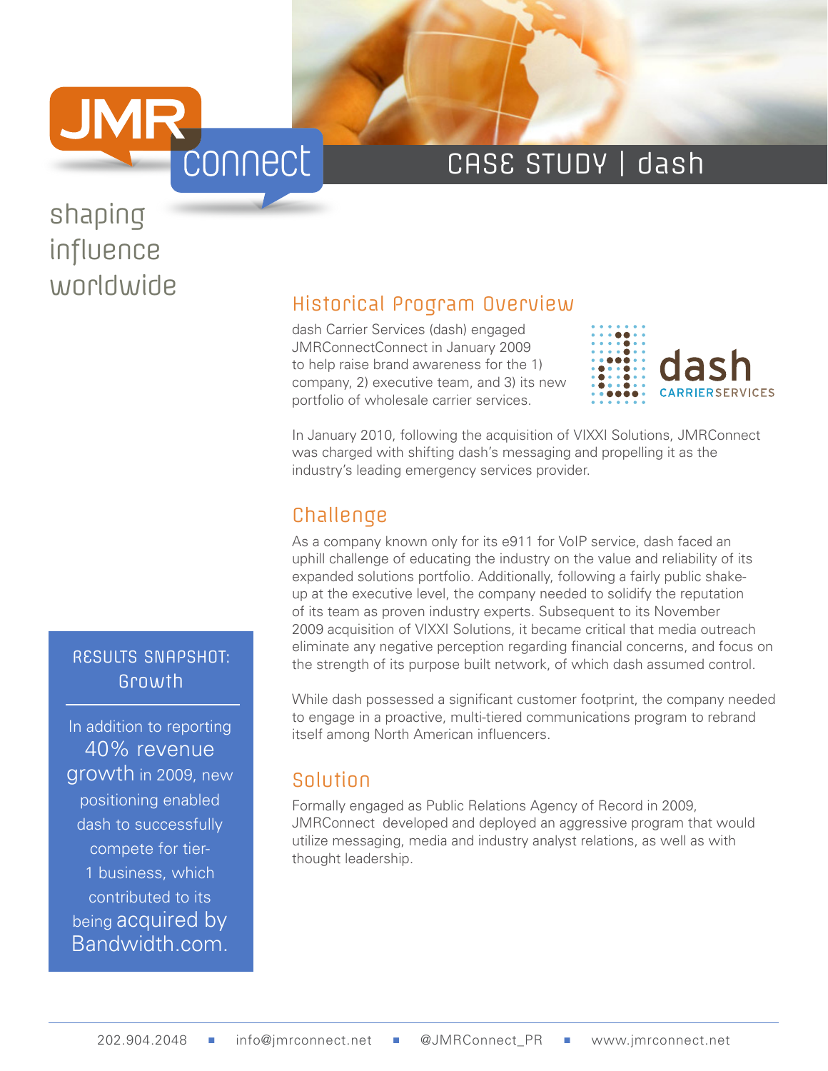JMR connect

shaping influence worldwide

# CASE STUDY | dash

## Historical Program Overview

dash Carrier Services (dash) engaged JMRConnectConnect in January 2009 to help raise brand awareness for the 1) company, 2) executive team, and 3) its new portfolio of wholesale carrier services.

dash CARRIERSERVICES

In January 2010, following the acquisition of VIXXI Solutions, JMRConnect was charged with shifting dash's messaging and propelling it as the industry's leading emergency services provider.

## Challenge

As a company known only for its e911 for VoIP service, dash faced an uphill challenge of educating the industry on the value and reliability of its expanded solutions portfolio. Additionally, following a fairly public shake-up at the executive level, the company needed to solidify the reputation of its team as proven industry experts. Subsequent to its November 2009 acquisition of VIXXI Solutions, it became critical that media outreach eliminate any negative perception regarding financial concerns, and focus on the strength of its purpose built network, of which dash assumed control.

While dash possessed a significant customer footprint, the company needed to engage in a proactive, multi-tiered communications program to rebrand itself among North American influencers.

## Solution

Formally engaged as Public Relations Agency of Record in 2009, JMRConnect developed and deployed an aggressive program that would utilize messaging, media and industry analyst relations, as well as with thought leadership.

### RESULTS SNAPSHOT: Growth

In addition to reporting **40% revenue growth** in 2009, new positioning enabled dash to successfully compete for tier-1 business, which contributed to its being **acquired by Bandwidth.com.**

202.904.2048 ■ info@jmrconnect.net ■ @JMRConnect_PR ■ www.jmrconnect.net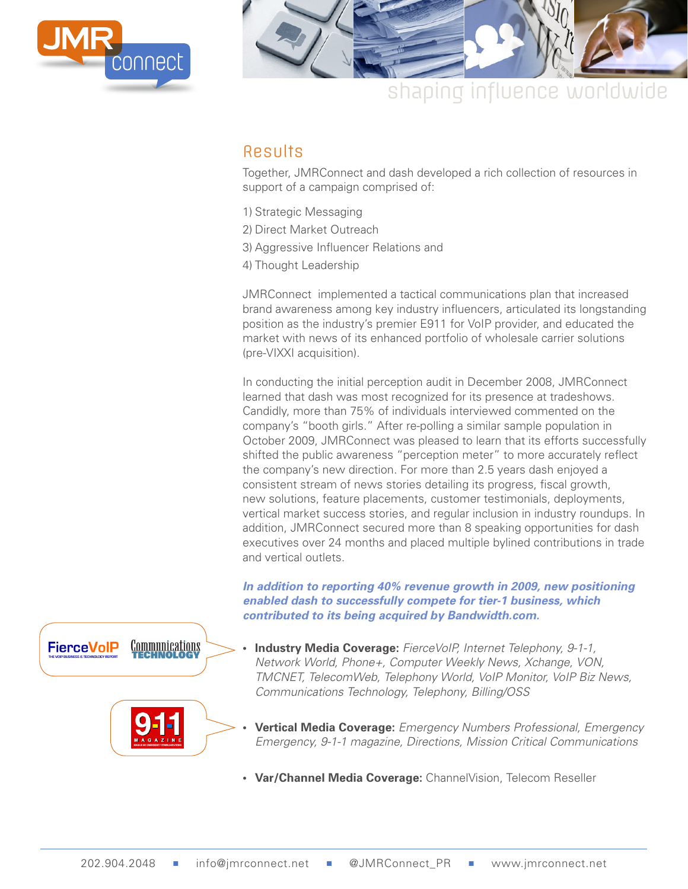## Results

Together, JMRConnect and dash developed a rich collection of resources in support of a campaign comprised of:

1) Strategic Messaging
2) Direct Market Outreach
3) Aggressive Influencer Relations and
4) Thought Leadership

JMRConnect implemented a tactical communications plan that increased brand awareness among key industry influencers, articulated its longstanding position as the industry's premier E911 for VoIP provider, and educated the market with news of its enhanced portfolio of wholesale carrier solutions (pre-VIXXI acquisition).

In conducting the initial perception audit in December 2008, JMRConnect learned that dash was most recognized for its presence at tradeshows. Candidly, more than 75% of individuals interviewed commented on the company's "booth girls." After re-polling a similar sample population in October 2009, JMRConnect was pleased to learn that its efforts successfully shifted the public awareness "perception meter" to more accurately reflect the company's new direction. For more than 2.5 years dash enjoyed a consistent stream of news stories detailing its progress, fiscal growth, new solutions, feature placements, customer testimonials, deployments, vertical market success stories, and regular inclusion in industry roundups. In addition, JMRConnect secured more than 8 speaking opportunities for dash executives over 24 months and placed multiple bylined contributions in trade and vertical outlets.

***In addition to reporting 40% revenue growth in 2009, new positioning enabled dash to successfully compete for tier-1 business, which contributed to its being acquired by Bandwidth.com.***

- **Industry Media Coverage:** *FierceVoIP, Internet Telephony, 9-1-1, Network World, Phone+, Computer Weekly News, Xchange, VON, TMCNET, TelecomWeb, Telephony World, VoIP Monitor, VoIP Biz News, Communications Technology, Telephony, Billing/OSS*
- **Vertical Media Coverage:** *Emergency Numbers Professional, Emergency Emergency, 9-1-1 magazine, Directions, Mission Critical Communications*
- **Var/Channel Media Coverage:** ChannelVision, Telecom Reseller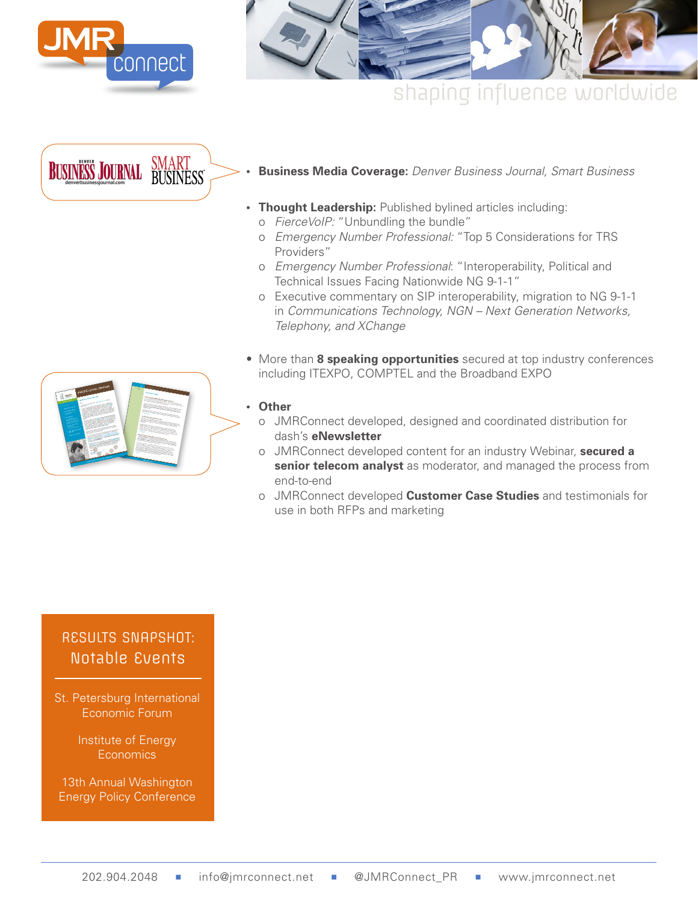- **Business Media Coverage:** *Denver Business Journal, Smart Business*

- **Thought Leadership:** Published bylined articles including:
  - *FierceVoIP:* "Unbundling the bundle"
  - *Emergency Number Professional:* "Top 5 Considerations for TRS Providers"
  - *Emergency Number Professional*: "Interoperability, Political and Technical Issues Facing Nationwide NG 9-1-1"
  - Executive commentary on SIP interoperability, migration to NG 9-1-1 in *Communications Technology, NGN – Next Generation Networks, Telephony, and XChange*

- More than **8 speaking opportunities** secured at top industry conferences including ITEXPO, COMPTEL and the Broadband EXPO

- **Other**
  - JMRConnect developed, designed and coordinated distribution for dash's **eNewsletter**
  - JMRConnect developed content for an industry Webinar, **secured a senior telecom analyst** as moderator, and managed the process from end-to-end
  - JMRConnect developed **Customer Case Studies** and testimonials for use in both RFPs and marketing

## RESULTS SNAPSHOT: Notable Events

St. Petersburg International Economic Forum

Institute of Energy Economics

13th Annual Washington Energy Policy Conference

202.904.2048 ■ info@jmrconnect.net ■ @JMRConnect_PR ■ www.jmrconnect.net